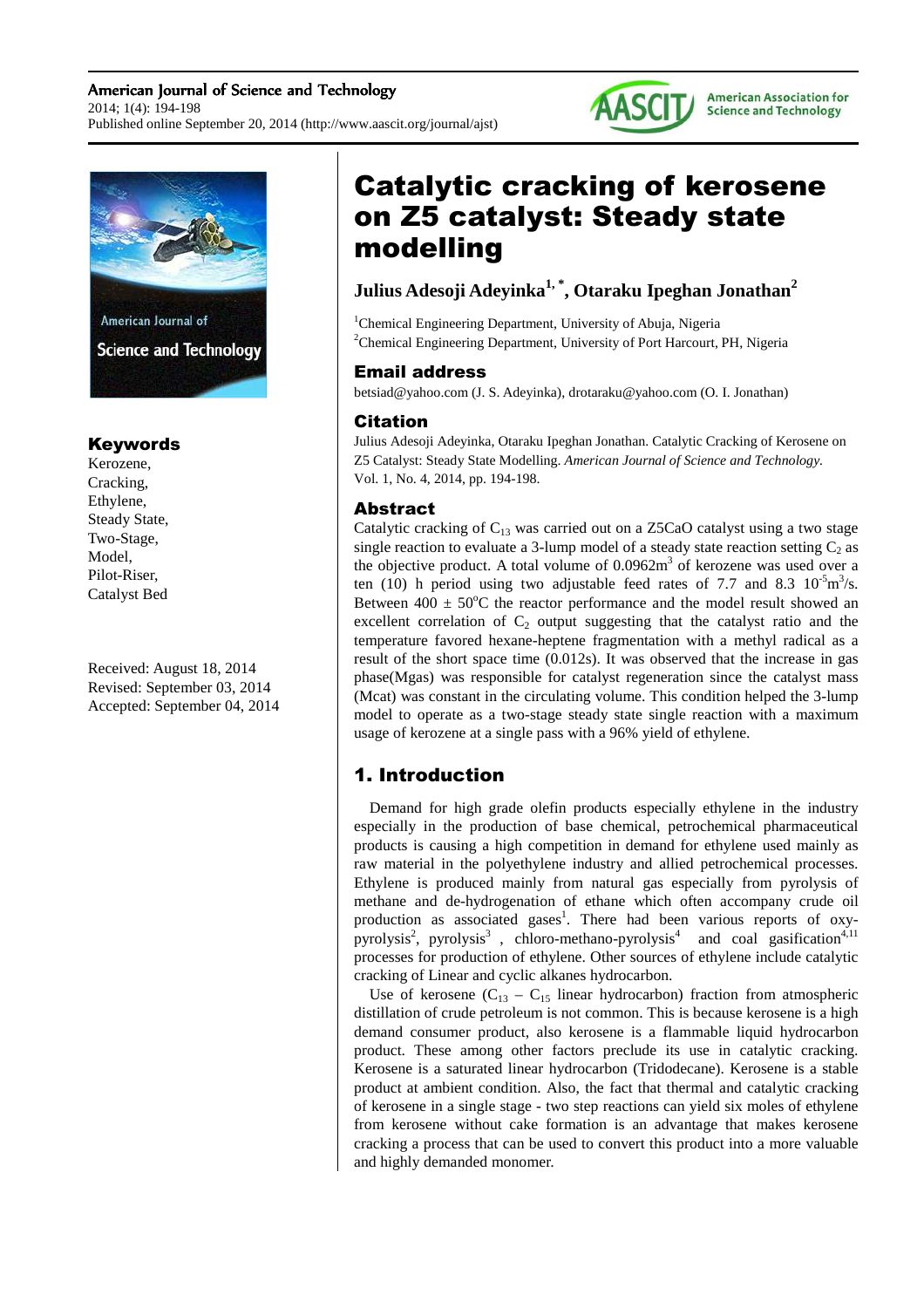# Catalytic cracking of kerosene on Z5 catalyst: Steady state modelling

**Julius Adesoji Adeyinka[1, *], Otaraku Ipeghan Jonathan[2]**

[1]Chemical Engineering Department, University of Abuja, Nigeria
[2]Chemical Engineering Department, University of Port Harcourt, PH, Nigeria

## Email address

betsiad@yahoo.com (J. S. Adeyinka), drotaraku@yahoo.com (O. I. Jonathan)

## Citation

Julius Adesoji Adeyinka, Otaraku Ipeghan Jonathan. Catalytic Cracking of Kerosene on Z5 Catalyst: Steady State Modelling. *American Journal of Science and Technology.* Vol. 1, No. 4, 2014, pp. 194-198.

## Keywords

Kerozene, Cracking, Ethylene, Steady State, Two-Stage, Model, Pilot-Riser, Catalyst Bed

Received: August 18, 2014
Revised: September 03, 2014
Accepted: September 04, 2014

## Abstract

Catalytic cracking of $C_{13}$ was carried out on a Z5CaO catalyst using a two stage single reaction to evaluate a 3-lump model of a steady state reaction setting $C_2$ as the objective product. A total volume of $0.0962m^3$ of kerozene was used over a ten (10) h period using two adjustable feed rates of 7.7 and 8.3 $10^{-5}m^3/s$. Between $400 \pm 50^oC$ the reactor performance and the model result showed an excellent correlation of $C_2$ output suggesting that the catalyst ratio and the temperature favored hexane-heptene fragmentation with a methyl radical as a result of the short space time (0.012s). It was observed that the increase in gas phase(Mgas) was responsible for catalyst regeneration since the catalyst mass (Mcat) was constant in the circulating volume. This condition helped the 3-lump model to operate as a two-stage steady state single reaction with a maximum usage of kerozene at a single pass with a 96% yield of ethylene.

## 1. Introduction

Demand for high grade olefin products especially ethylene in the industry especially in the production of base chemical, petrochemical pharmaceutical products is causing a high competition in demand for ethylene used mainly as raw material in the polyethylene industry and allied petrochemical processes. Ethylene is produced mainly from natural gas especially from pyrolysis of methane and de-hydrogenation of ethane which often accompany crude oil production as associated gases[1]. There had been various reports of oxy-pyrolysis[2], pyrolysis[3] , chloro-methano-pyrolysis[4] and coal gasification[4,11] processes for production of ethylene. Other sources of ethylene include catalytic cracking of Linear and cyclic alkanes hydrocarbon.

Use of kerosene ($C_{13} – C_{15}$ linear hydrocarbon) fraction from atmospheric distillation of crude petroleum is not common. This is because kerosene is a high demand consumer product, also kerosene is a flammable liquid hydrocarbon product. These among other factors preclude its use in catalytic cracking. Kerosene is a saturated linear hydrocarbon (Tridodecane). Kerosene is a stable product at ambient condition. Also, the fact that thermal and catalytic cracking of kerosene in a single stage - two step reactions can yield six moles of ethylene from kerosene without cake formation is an advantage that makes kerosene cracking a process that can be used to convert this product into a more valuable and highly demanded monomer.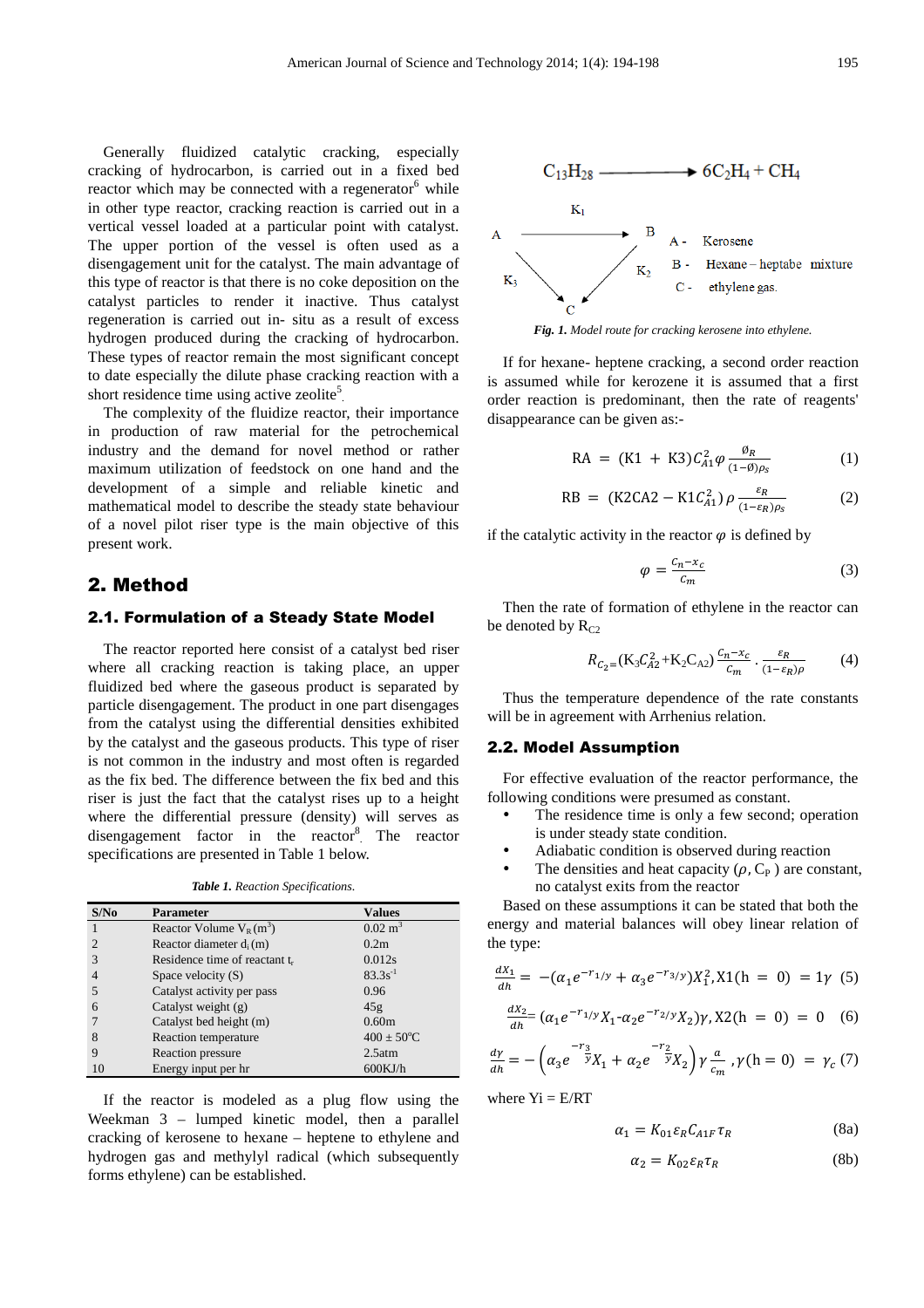Generally fluidized catalytic cracking, especially cracking of hydrocarbon, is carried out in a fixed bed reactor which may be connected with a regenerator[6] while in other type reactor, cracking reaction is carried out in a vertical vessel loaded at a particular point with catalyst. The upper portion of the vessel is often used as a disengagement unit for the catalyst. The main advantage of this type of reactor is that there is no coke deposition on the catalyst particles to render it inactive. Thus catalyst regeneration is carried out in- situ as a result of excess hydrogen produced during the cracking of hydrocarbon. These types of reactor remain the most significant concept to date especially the dilute phase cracking reaction with a short residence time using active zeolite[5].

The complexity of the fluidize reactor, their importance in production of raw material for the petrochemical industry and the demand for novel method or rather maximum utilization of feedstock on one hand and the development of a simple and reliable kinetic and mathematical model to describe the steady state behaviour of a novel pilot riser type is the main objective of this present work.

## 2. Method

### 2.1. Formulation of a Steady State Model

The reactor reported here consist of a catalyst bed riser where all cracking reaction is taking place, an upper fluidized bed where the gaseous product is separated by particle disengagement. The product in one part disengages from the catalyst using the differential densities exhibited by the catalyst and the gaseous products. This type of riser is not common in the industry and most often is regarded as the fix bed. The difference between the fix bed and this riser is just the fact that the catalyst rises up to a height where the differential pressure (density) will serves as disengagement factor in the reactor[8]. The reactor specifications are presented in Table 1 below.

*Table 1. Reaction Specifications.*

| S/No | Parameter | Values |
|---|---|---|
| 1 | Reactor Volume $V_R$ ($m^3$) | 0.02 $m^3$ |
| 2 | Reactor diameter $d_i$ (m) | 0.2m |
| 3 | Residence time of reactant $t_r$ | 0.012s |
| 4 | Space velocity (S) | 83.3$s^{-1}$ |
| 5 | Catalyst activity per pass | 0.96 |
| 6 | Catalyst weight (g) | 45g |
| 7 | Catalyst bed height (m) | 0.60m |
| 8 | Reaction temperature | 400 ± 50°C |
| 9 | Reaction pressure | 2.5atm |
| 10 | Energy input per hr | 600KJ/h |

If the reactor is modeled as a plug flow using the Weekman 3 – lumped kinetic model, then a parallel cracking of kerosene to hexane – heptene to ethylene and hydrogen gas and methylyl radical (which subsequently forms ethylene) can be established.

$$C_{13}H_{28} \longrightarrow 6C_2H_4 + CH_4$$

$$A \xrightarrow{K_1} B, \quad B \xrightarrow{K_2} C, \quad A \xrightarrow{K_3} C$$

A - Kerosene
B - Hexane – heptabe mixture
C - ethylene gas.

*Fig. 1. Model route for cracking kerosene into ethylene.*

If for hexane- heptene cracking, a second order reaction is assumed while for kerozene it is assumed that a first order reaction is predominant, then the rate of reagents' disappearance can be given as:-

$$RA = (K1 + K3)C_{A1}^2 \varphi \frac{\emptyset_R}{(1-\emptyset)\rho_s} \tag{1}$$

$$RB = (K2CA2 - K1C_{A1}^2)\,\rho\, \frac{\varepsilon_R}{(1-\varepsilon_R)\rho_s} \tag{2}$$

if the catalytic activity in the reactor $\varphi$ is defined by

$$\varphi = \frac{c_n - x_c}{c_m} \tag{3}$$

Then the rate of formation of ethylene in the reactor can be denoted by $R_{C2}$

$$R_{C_2} = (K_3 C_{A2}^2 + K_2 C_{A2}) \frac{c_n - x_c}{c_m} \cdot \frac{\varepsilon_R}{(1-\varepsilon_R)\rho} \tag{4}$$

Thus the temperature dependence of the rate constants will be in agreement with Arrhenius relation.

### 2.2. Model Assumption

For effective evaluation of the reactor performance, the following conditions were presumed as constant.

- The residence time is only a few second; operation is under steady state condition.
- Adiabatic condition is observed during reaction
- The densities and heat capacity ($\rho$, $C_P$) are constant, no catalyst exits from the reactor

Based on these assumptions it can be stated that both the energy and material balances will obey linear relation of the type:

$$\frac{dX_1}{dh} = -(\alpha_1 e^{-r_1/y} + \alpha_3 e^{-r_3/y})X_1^2, X1(h = 0) = 1\gamma \tag{5}$$

$$\frac{dX_2}{dh} = (\alpha_1 e^{-r_1/y} X_1 - \alpha_2 e^{-r_2/y} X_2)\gamma, X2(h = 0) = 0 \tag{6}$$

$$\frac{d\gamma}{dh} = -\left(\alpha_3 e^{\frac{-r_3}{y}} X_1 + \alpha_2 e^{\frac{-r_2}{y}} X_2\right)\gamma \frac{a}{c_m}, \gamma(h = 0) = \gamma_c \tag{7}$$

where Yi = E/RT

$$\alpha_1 = K_{01}\varepsilon_R C_{A1F}\tau_R \tag{8a}$$

$$\alpha_2 = K_{02}\varepsilon_R \tau_R \tag{8b}$$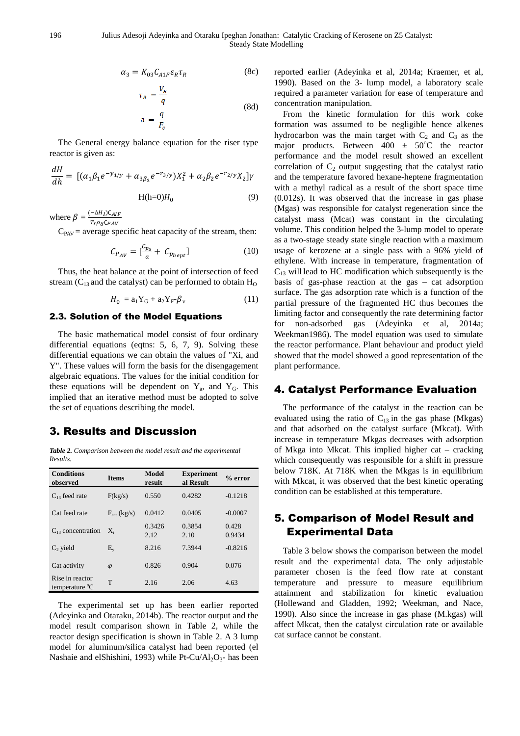$$\alpha_3 = K_{03} C_{A1F} \varepsilon_R \tau_R \qquad (8c)$$

$$\tau_R = \frac{V_R}{q}$$

$$a = \frac{q}{F_c} \qquad (8d)$$

The General energy balance equation for the riser type reactor is given as:

$$\frac{dH}{dh} = [(\alpha_1 \beta_1 e^{-y_{1/y}} + \alpha_{3\beta_3} e^{-r_{3/y}}) X_1^2 + \alpha_2 \beta_2 e^{-r_{2/y}} X_2]\gamma$$

$$H(h{=}0) H_0 \qquad (9)$$

where $\beta = \frac{(-\Delta H_I) C_{AIF}}{T_r \rho_\delta C_{PAV}}$

$C_{PAV}$ = average specific heat capacity of the stream, then:

$$C_{P_{AV}} = [\frac{C_{ps}}{a} + C_{p_{hept}}] \qquad (10)$$

Thus, the heat balance at the point of intersection of feed stream ($C_{13}$ and the catalyst) can be performed to obtain $H_O$

$$H_0 = a_1 Y_G + a_2 Y_F - \beta_v \qquad (11)$$

### 2.3. Solution of the Model Equations

The basic mathematical model consist of four ordinary differential equations (eqtns: 5, 6, 7, 9). Solving these differential equations we can obtain the values of "Xi, and Y". These values will form the basis for the disengagement algebraic equations. The values for the initial condition for these equations will be dependent on $Y_a$, and $Y_G$. This implied that an iterative method must be adopted to solve the set of equations describing the model.

## 3. Results and Discussion

***Table 2.*** *Comparison between the model result and the experimental Results.*

| Conditions observed | Items | Model result | Experiment al Result | % error |
|---|---|---|---|---|
| $C_{13}$ feed rate | F(kg/s) | 0.550 | 0.4282 | -0.1218 |
| Cat feed rate | $F_{cat}$ (kg/s) | 0.0412 | 0.0405 | -0.0007 |
| $C_{13}$ concentration | $X_i$ | 0.3426<br>2.12 | 0.3854<br>2.10 | 0.428<br>0.9434 |
| $C_2$ yield | $E_y$ | 8.216 | 7.3944 | -0.8216 |
| Cat activity | $\varphi$ | 0.826 | 0.904 | 0.076 |
| Rise in reactor temperature °C | T | 2.16 | 2.06 | 4.63 |

The experimental set up has been earlier reported (Adeyinka and Otaraku, 2014b). The reactor output and the model result comparison shown in Table 2, while the reactor design specification is shown in Table 2. A 3 lump model for aluminum/silica catalyst had been reported (el Nashaie and elShishini, 1993) while Pt-Cu/$Al_2O_3$- has been reported earlier (Adeyinka et al, 2014a; Kraemer, et al, 1990). Based on the 3- lump model, a laboratory scale required a parameter variation for ease of temperature and concentration manipulation.

From the kinetic formulation for this work coke formation was assumed to be negligible hence alkenes hydrocarbon was the main target with $C_2$ and $C_3$ as the major products. Between 400 ± 50°C the reactor performance and the model result showed an excellent correlation of $C_2$ output suggesting that the catalyst ratio and the temperature favored hexane-heptene fragmentation with a methyl radical as a result of the short space time (0.012s). It was observed that the increase in gas phase (Mgas) was responsible for catalyst regeneration since the catalyst mass (Mcat) was constant in the circulating volume. This condition helped the 3-lump model to operate as a two-stage steady state single reaction with a maximum usage of kerozene at a single pass with a 96% yield of ethylene. With increase in temperature, fragmentation of $C_{13}$ will lead to HC modification which subsequently is the basis of gas-phase reaction at the gas – cat adsorption surface. The gas adsorption rate which is a function of the partial pressure of the fragmented HC thus becomes the limiting factor and consequently the rate determining factor for non-adsorbed gas (Adeyinka et al, 2014a; Weekman1986). The model equation was used to simulate the reactor performance. Plant behaviour and product yield showed that the model showed a good representation of the plant performance.

## 4. Catalyst Performance Evaluation

The performance of the catalyst in the reaction can be evaluated using the ratio of $C_{13}$ in the gas phase (Mkgas) and that adsorbed on the catalyst surface (Mkcat). With increase in temperature Mkgas decreases with adsorption of Mkga into Mkcat. This implied higher cat – cracking which consequently was responsible for a shift in pressure below 718K. At 718K when the Mkgas is in equilibrium with Mkcat, it was observed that the best kinetic operating condition can be established at this temperature.

## 5. Comparison of Model Result and Experimental Data

Table 3 below shows the comparison between the model result and the experimental data. The only adjustable parameter chosen is the feed flow rate at constant temperature and pressure to measure equilibrium attainment and stabilization for kinetic evaluation (Hollewand and Gladden, 1992; Weekman, and Nace, 1990). Also since the increase in gas phase (M.kgas) will affect Mkcat, then the catalyst circulation rate or available cat surface cannot be constant.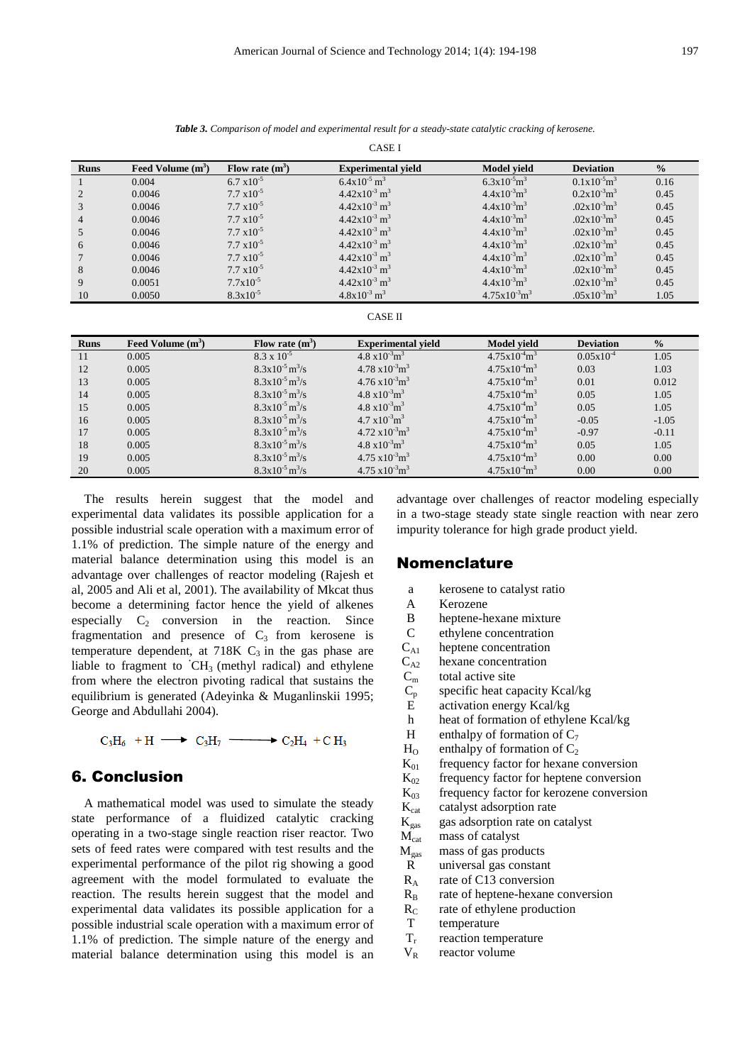*Table 3. Comparison of model and experimental result for a steady-state catalytic cracking of kerosene.*

CASE I

| Runs | Feed Volume ($m^3$) | Flow rate ($m^3$) | Experimental yield | Model yield | Deviation | % |
|---|---|---|---|---|---|---|
| 1 | 0.004 | $6.7 \times 10^{-5}$ | $6.4 \times 10^{-5}$ $m^3$ | $6.3 \times 10^{-5} m^3$ | $0.1 \times 10^{-5} m^3$ | 0.16 |
| 2 | 0.0046 | $7.7 \times 10^{-5}$ | $4.42 \times 10^{-3}$ $m^3$ | $4.4 \times 10^{-3} m^3$ | $0.2 \times 10^{-3} m^3$ | 0.45 |
| 3 | 0.0046 | $7.7 \times 10^{-5}$ | $4.42 \times 10^{-3}$ $m^3$ | $4.4 \times 10^{-3} m^3$ | $.02 \times 10^{-3} m^3$ | 0.45 |
| 4 | 0.0046 | $7.7 \times 10^{-5}$ | $4.42 \times 10^{-3}$ $m^3$ | $4.4 \times 10^{-3} m^3$ | $.02 \times 10^{-3} m^3$ | 0.45 |
| 5 | 0.0046 | $7.7 \times 10^{-5}$ | $4.42 \times 10^{-3}$ $m^3$ | $4.4 \times 10^{-3} m^3$ | $.02 \times 10^{-3} m^3$ | 0.45 |
| 6 | 0.0046 | $7.7 \times 10^{-5}$ | $4.42 \times 10^{-3}$ $m^3$ | $4.4 \times 10^{-3} m^3$ | $.02 \times 10^{-3} m^3$ | 0.45 |
| 7 | 0.0046 | $7.7 \times 10^{-5}$ | $4.42 \times 10^{-3}$ $m^3$ | $4.4 \times 10^{-3} m^3$ | $.02 \times 10^{-3} m^3$ | 0.45 |
| 8 | 0.0046 | $7.7 \times 10^{-5}$ | $4.42 \times 10^{-3}$ $m^3$ | $4.4 \times 10^{-3} m^3$ | $.02 \times 10^{-3} m^3$ | 0.45 |
| 9 | 0.0051 | $7.7 \times 10^{-5}$ | $4.42 \times 10^{-3}$ $m^3$ | $4.4 \times 10^{-3} m^3$ | $.02 \times 10^{-3} m^3$ | 0.45 |
| 10 | 0.0050 | $8.3 \times 10^{-5}$ | $4.8 \times 10^{-3}$ $m^3$ | $4.75 \times 10^{-3} m^3$ | $.05 \times 10^{-3} m^3$ | 1.05 |

CASE II

| Runs | Feed Volume ($m^3$) | Flow rate ($m^3$) | Experimental yield | Model yield | Deviation | % |
|---|---|---|---|---|---|---|
| 11 | 0.005 | $8.3 \times 10^{-5}$ | $4.8 \times 10^{-3} m^3$ | $4.75 \times 10^{-4} m^3$ | $0.05 \times 10^{-4}$ | 1.05 |
| 12 | 0.005 | $8.3 \times 10^{-5} m^3/s$ | $4.78 \times 10^{-3} m^3$ | $4.75 \times 10^{-4} m^3$ | 0.03 | 1.03 |
| 13 | 0.005 | $8.3 \times 10^{-5} m^3/s$ | $4.76 \times 10^{-3} m^3$ | $4.75 \times 10^{-4} m^3$ | 0.01 | 0.012 |
| 14 | 0.005 | $8.3 \times 10^{-5} m^3/s$ | $4.8 \times 10^{-3} m^3$ | $4.75 \times 10^{-4} m^3$ | 0.05 | 1.05 |
| 15 | 0.005 | $8.3 \times 10^{-5} m^3/s$ | $4.8 \times 10^{-3} m^3$ | $4.75 \times 10^{-4} m^3$ | 0.05 | 1.05 |
| 16 | 0.005 | $8.3 \times 10^{-5} m^3/s$ | $4.7 \times 10^{-3} m^3$ | $4.75 \times 10^{-4} m^3$ | -0.05 | -1.05 |
| 17 | 0.005 | $8.3 \times 10^{-5} m^3/s$ | $4.72 \times 10^{-3} m^3$ | $4.75 \times 10^{-4} m^3$ | -0.97 | -0.11 |
| 18 | 0.005 | $8.3 \times 10^{-5} m^3/s$ | $4.8 \times 10^{-3} m^3$ | $4.75 \times 10^{-4} m^3$ | 0.05 | 1.05 |
| 19 | 0.005 | $8.3 \times 10^{-5} m^3/s$ | $4.75 \times 10^{-3} m^3$ | $4.75 \times 10^{-4} m^3$ | 0.00 | 0.00 |
| 20 | 0.005 | $8.3 \times 10^{-5} m^3/s$ | $4.75 \times 10^{-3} m^3$ | $4.75 \times 10^{-4} m^3$ | 0.00 | 0.00 |

The results herein suggest that the model and experimental data validates its possible application for a possible industrial scale operation with a maximum error of 1.1% of prediction. The simple nature of the energy and material balance determination using this model is an advantage over challenges of reactor modeling (Rajesh et al, 2005 and Ali et al, 2001). The availability of Mkcat thus become a determining factor hence the yield of alkenes especially $C_2$ conversion in the reaction. Since fragmentation and presence of $C_3$ from kerosene is temperature dependent, at 718K $C_3$ in the gas phase are liable to fragment to $^{\cdot}CH_3$ (methyl radical) and ethylene from where the electron pivoting radical that sustains the equilibrium is generated (Adeyinka & Muganlinskii 1995; George and Abdullahi 2004).

$$C_3H_6 + H \longrightarrow C_3H_7 \longrightarrow C_2H_4 + CH_3$$

## 6. Conclusion

A mathematical model was used to simulate the steady state performance of a fluidized catalytic cracking operating in a two-stage single reaction riser reactor. Two sets of feed rates were compared with test results and the experimental performance of the pilot rig showing a good agreement with the model formulated to evaluate the reaction. The results herein suggest that the model and experimental data validates its possible application for a possible industrial scale operation with a maximum error of 1.1% of prediction. The simple nature of the energy and material balance determination using this model is an advantage over challenges of reactor modeling especially in a two-stage steady state single reaction with near zero impurity tolerance for high grade product yield.

## Nomenclature

- a kerosene to catalyst ratio
- A Kerozene
- B heptene-hexane mixture
- C ethylene concentration
- $C_{A1}$ heptene concentration
- $C_{A2}$ hexane concentration
- $C_m$ total active site
- $C_p$ specific heat capacity Kcal/kg
- E activation energy Kcal/kg
- h heat of formation of ethylene Kcal/kg
- H enthalpy of formation of $C_7$
- $H_O$ enthalpy of formation of $C_2$
- $K_{01}$ frequency factor for hexane conversion
- $K_{02}$ frequency factor for heptene conversion
- $K_{03}$ frequency factor for kerozene conversion
- $K_{cat}$ catalyst adsorption rate
- $K_{gas}$ gas adsorption rate on catalyst
- $M_{cat}$ mass of catalyst
- $M_{gas}$ mass of gas products
- R universal gas constant
- $R_A$ rate of C13 conversion
- $R_B$ rate of heptene-hexane conversion
- $R_C$ rate of ethylene production
- T temperature
- $T_r$ reaction temperature
- $V_R$ reactor volume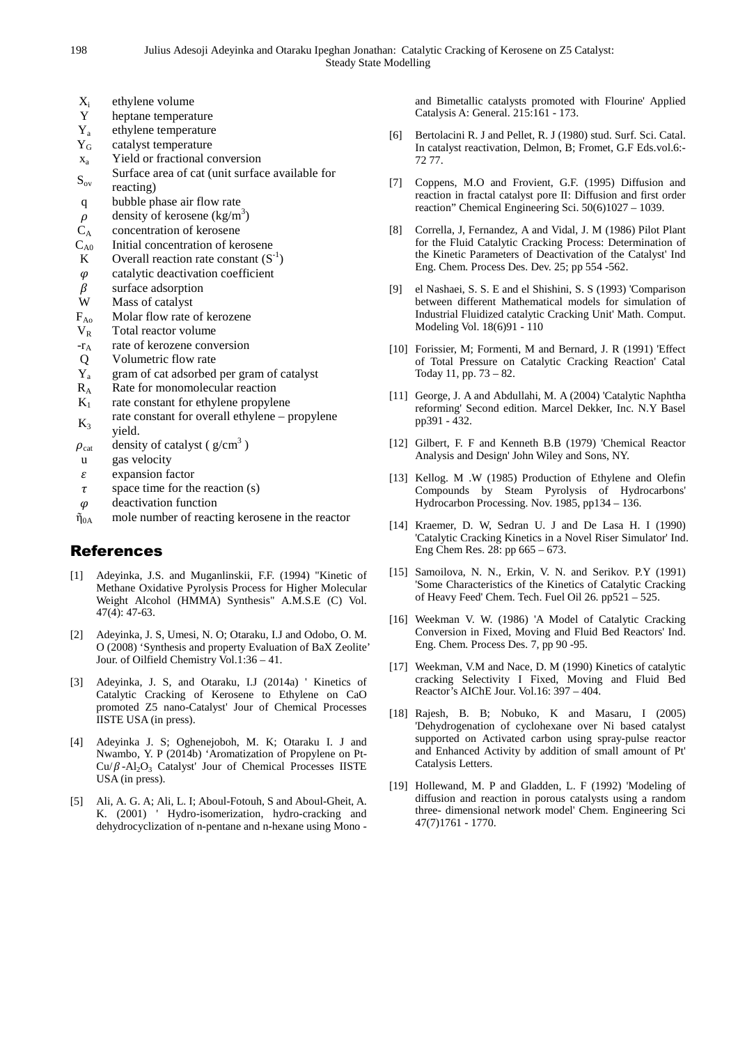$X_i$ ethylene volume
Y heptane temperature
$Y_a$ ethylene temperature
$Y_G$ catalyst temperature
$x_a$ Yield or fractional conversion
$S_{ov}$ Surface area of cat (unit surface available for reacting)
q bubble phase air flow rate
$\rho$ density of kerosene ($kg/m^3$)
$C_A$ concentration of kerosene
$C_{A0}$ Initial concentration of kerosene
K Overall reaction rate constant ($S^{-1}$)
$\varphi$ catalytic deactivation coefficient
$\beta$ surface adsorption
W Mass of catalyst
$F_{Ao}$ Molar flow rate of kerozene
$V_R$ Total reactor volume
$-r_A$ rate of kerozene conversion
Q Volumetric flow rate
$Y_a$ gram of cat adsorbed per gram of catalyst
$R_A$ Rate for monomolecular reaction
$K_1$ rate constant for ethylene propylene
$K_3$ rate constant for overall ethylene – propylene yield.
$\rho_{cat}$ density of catalyst ( $g/cm^3$ )
u gas velocity
$\varepsilon$ expansion factor
$\tau$ space time for the reaction (s)
$\varphi$ deactivation function
$\tilde{\eta}_{0A}$ mole number of reacting kerosene in the reactor

## References

[1] Adeyinka, J.S. and Muganlinskii, F.F. (1994) "Kinetic of Methane Oxidative Pyrolysis Process for Higher Molecular Weight Alcohol (HMMA) Synthesis" A.M.S.E (C) Vol. 47(4): 47-63.

[2] Adeyinka, J. S, Umesi, N. O; Otaraku, I.J and Odobo, O. M. O (2008) 'Synthesis and property Evaluation of BaX Zeolite' Jour. of Oilfield Chemistry Vol.1:36 – 41.

[3] Adeyinka, J. S, and Otaraku, I.J (2014a) ' Kinetics of Catalytic Cracking of Kerosene to Ethylene on CaO promoted Z5 nano-Catalyst' Jour of Chemical Processes IISTE USA (in press).

[4] Adeyinka J. S; Oghenejoboh, M. K; Otaraku I. J and Nwambo, Y. P (2014b) 'Aromatization of Propylene on Pt-Cu/$\beta$-$Al_2O_3$ Catalyst' Jour of Chemical Processes IISTE USA (in press).

[5] Ali, A. G. A; Ali, L. I; Aboul-Fotouh, S and Aboul-Gheit, A. K. (2001) ' Hydro-isomerization, hydro-cracking and dehydrocyclization of n-pentane and n-hexane using Mono - and Bimetallic catalysts promoted with Flourine' Applied Catalysis A: General. 215:161 - 173.

[6] Bertolacini R. J and Pellet, R. J (1980) stud. Surf. Sci. Catal. In catalyst reactivation, Delmon, B; Fromet, G.F Eds.vol.6:- 72 77.

[7] Coppens, M.O and Frovient, G.F. (1995) Diffusion and reaction in fractal catalyst pore II: Diffusion and first order reaction" Chemical Engineering Sci. 50(6)1027 – 1039.

[8] Correlła, J, Fernandez, A and Vidal, J. M (1986) Pilot Plant for the Fluid Catalytic Cracking Process: Determination of the Kinetic Parameters of Deactivation of the Catalyst' Ind Eng. Chem. Process Des. Dev. 25; pp 554 -562.

[9] el Nashaei, S. S. E and el Shishini, S. S (1993) 'Comparison between different Mathematical models for simulation of Industrial Fluidized catalytic Cracking Unit' Math. Comput. Modeling Vol. 18(6)91 - 110

[10] Forissier, M; Formenti, M and Bernard, J. R (1991) 'Effect of Total Pressure on Catalytic Cracking Reaction' Catal Today 11, pp. 73 – 82.

[11] George, J. A and Abdullahi, M. A (2004) 'Catalytic Naphtha reforming' Second edition. Marcel Dekker, Inc. N.Y Basel pp391 - 432.

[12] Gilbert, F. F and Kenneth B.B (1979) 'Chemical Reactor Analysis and Design' John Wiley and Sons, NY.

[13] Kellog. M .W (1985) Production of Ethylene and Olefin Compounds by Steam Pyrolysis of Hydrocarbons' Hydrocarbon Processing. Nov. 1985, pp134 – 136.

[14] Kraemer, D. W, Sedran U. J and De Lasa H. I (1990) 'Catalytic Cracking Kinetics in a Novel Riser Simulator' Ind. Eng Chem Res. 28: pp 665 – 673.

[15] Samoilova, N. N., Erkin, V. N. and Serikov. P.Y (1991) 'Some Characteristics of the Kinetics of Catalytic Cracking of Heavy Feed' Chem. Tech. Fuel Oil 26. pp521 – 525.

[16] Weekman V. W. (1986) 'A Model of Catalytic Cracking Conversion in Fixed, Moving and Fluid Bed Reactors' Ind. Eng. Chem. Process Des. 7, pp 90 -95.

[17] Weekman, V.M and Nace, D. M (1990) Kinetics of catalytic cracking Selectivity I Fixed, Moving and Fluid Bed Reactor's AIChE Jour. Vol.16: 397 – 404.

[18] Rajesh, B. B; Nobuko, K and Masaru, I (2005) 'Dehydrogenation of cyclohexane over Ni based catalyst supported on Activated carbon using spray-pulse reactor and Enhanced Activity by addition of small amount of Pt' Catalysis Letters.

[19] Hollewand, M. P and Gladden, L. F (1992) 'Modeling of diffusion and reaction in porous catalysts using a random three- dimensional network model' Chem. Engineering Sci 47(7)1761 - 1770.